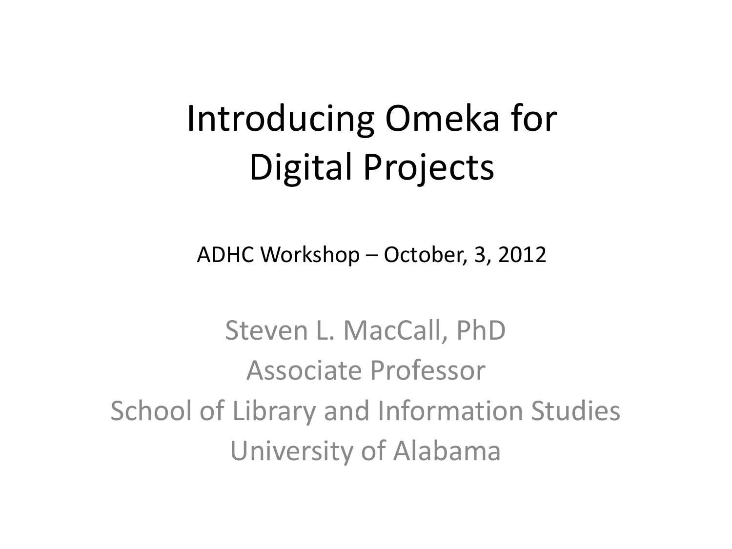# Introducing Omeka for Digital Projects

ADHC Workshop – October, 3, 2012

Steven L. MacCall, PhD
Associate Professor
School of Library and Information Studies
University of Alabama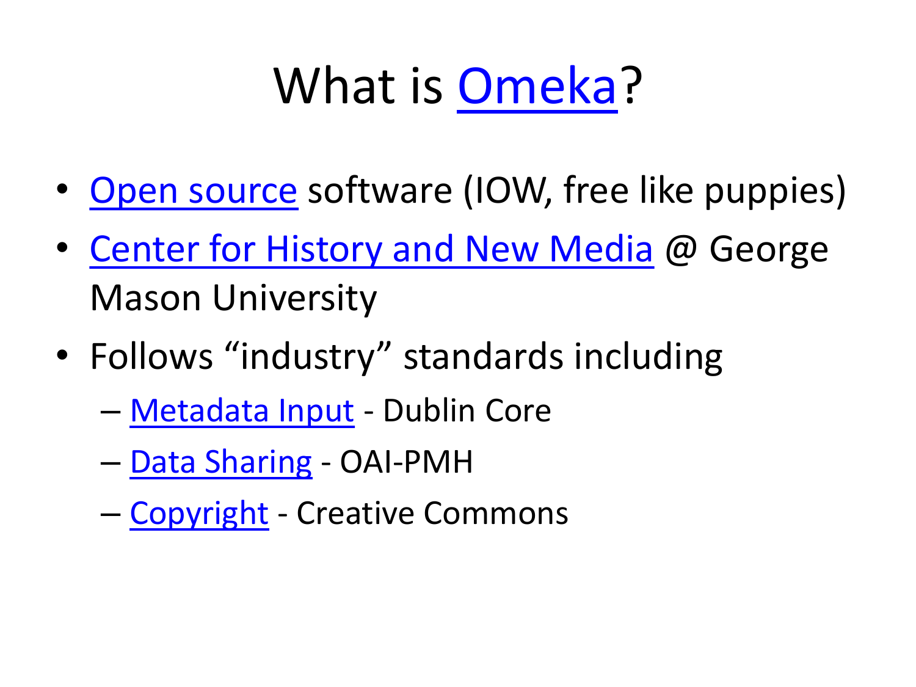# What is Omeka?

- Open source software (IOW, free like puppies)
- Center for History and New Media @ George Mason University
- Follows "industry" standards including
  - Metadata Input - Dublin Core
  - Data Sharing - OAI-PMH
  - Copyright - Creative Commons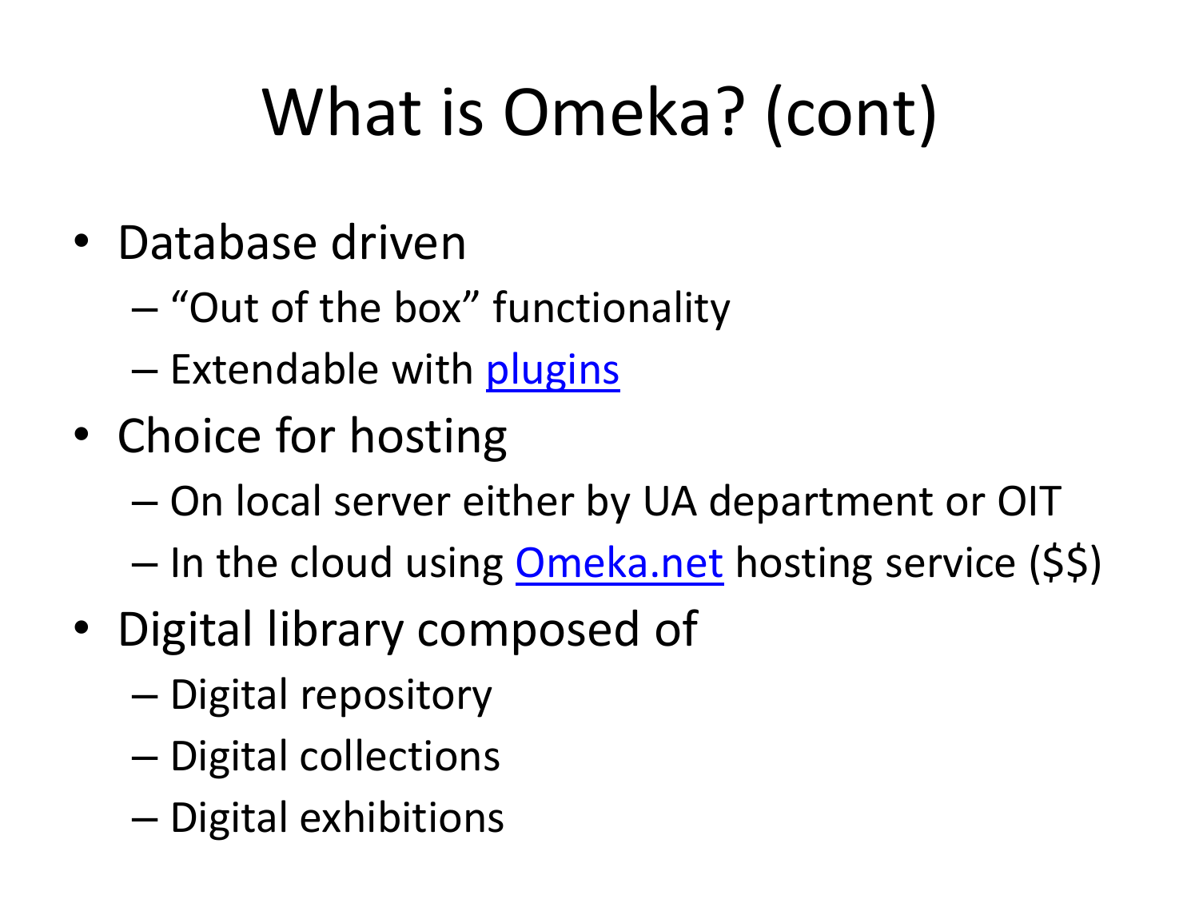# What is Omeka? (cont)

- Database driven
  - "Out of the box" functionality
  - Extendable with plugins
- Choice for hosting
  - On local server either by UA department or OIT
  - In the cloud using Omeka.net hosting service ($$)
- Digital library composed of
  - Digital repository
  - Digital collections
  - Digital exhibitions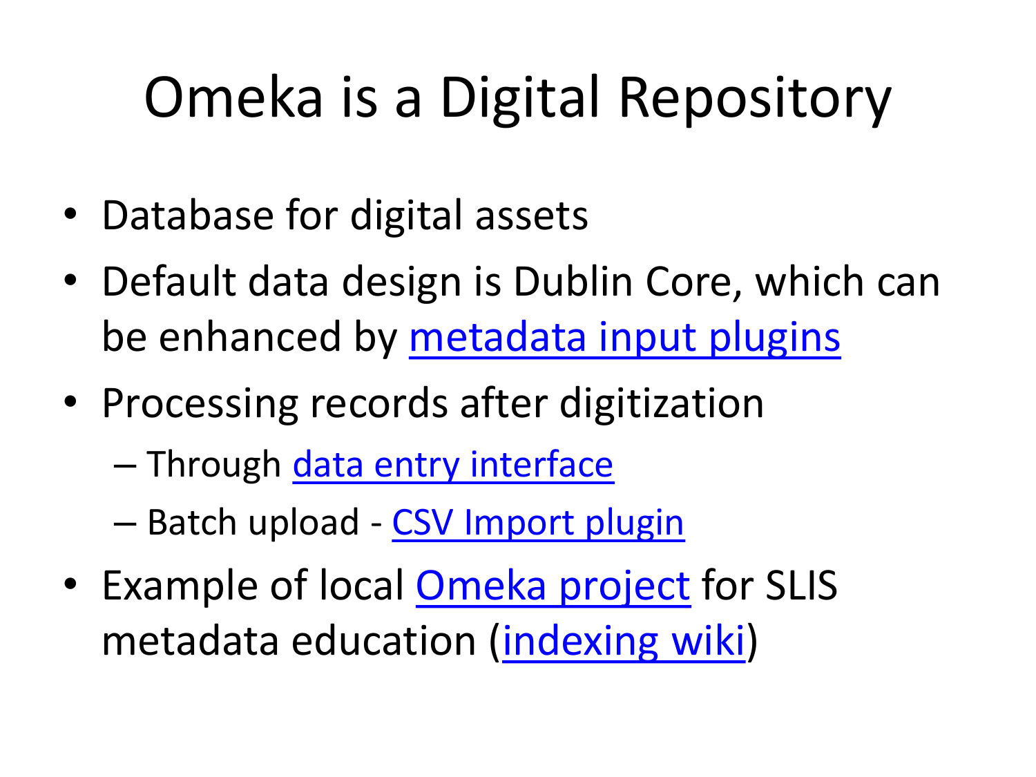# Omeka is a Digital Repository

- Database for digital assets
- Default data design is Dublin Core, which can be enhanced by metadata input plugins
- Processing records after digitization
  - Through data entry interface
  - Batch upload - CSV Import plugin
- Example of local Omeka project for SLIS metadata education (indexing wiki)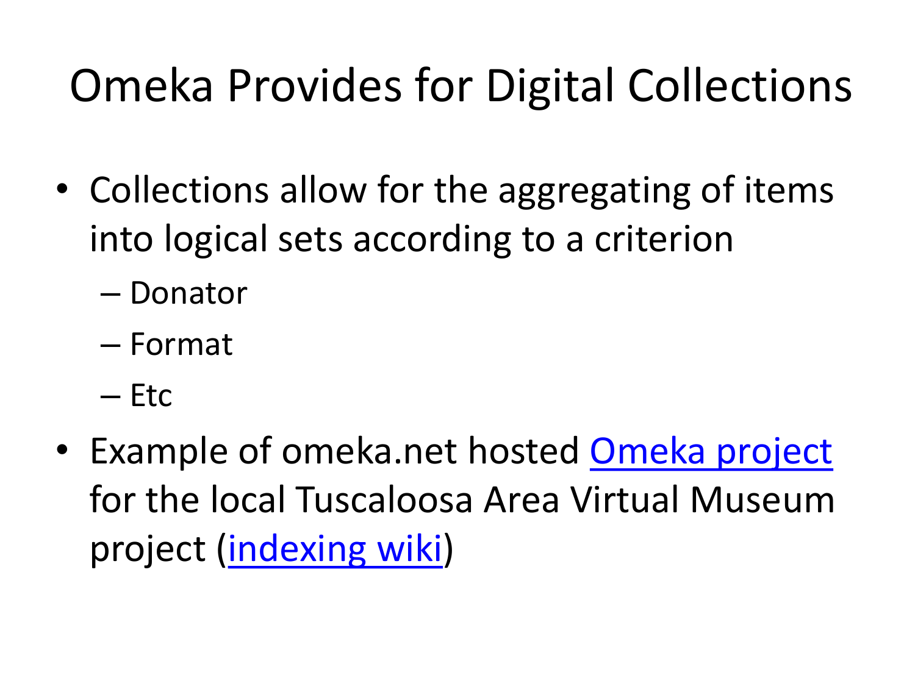# Omeka Provides for Digital Collections

- Collections allow for the aggregating of items into logical sets according to a criterion
  - Donator
  - Format
  - Etc
- Example of omeka.net hosted Omeka project for the local Tuscaloosa Area Virtual Museum project (indexing wiki)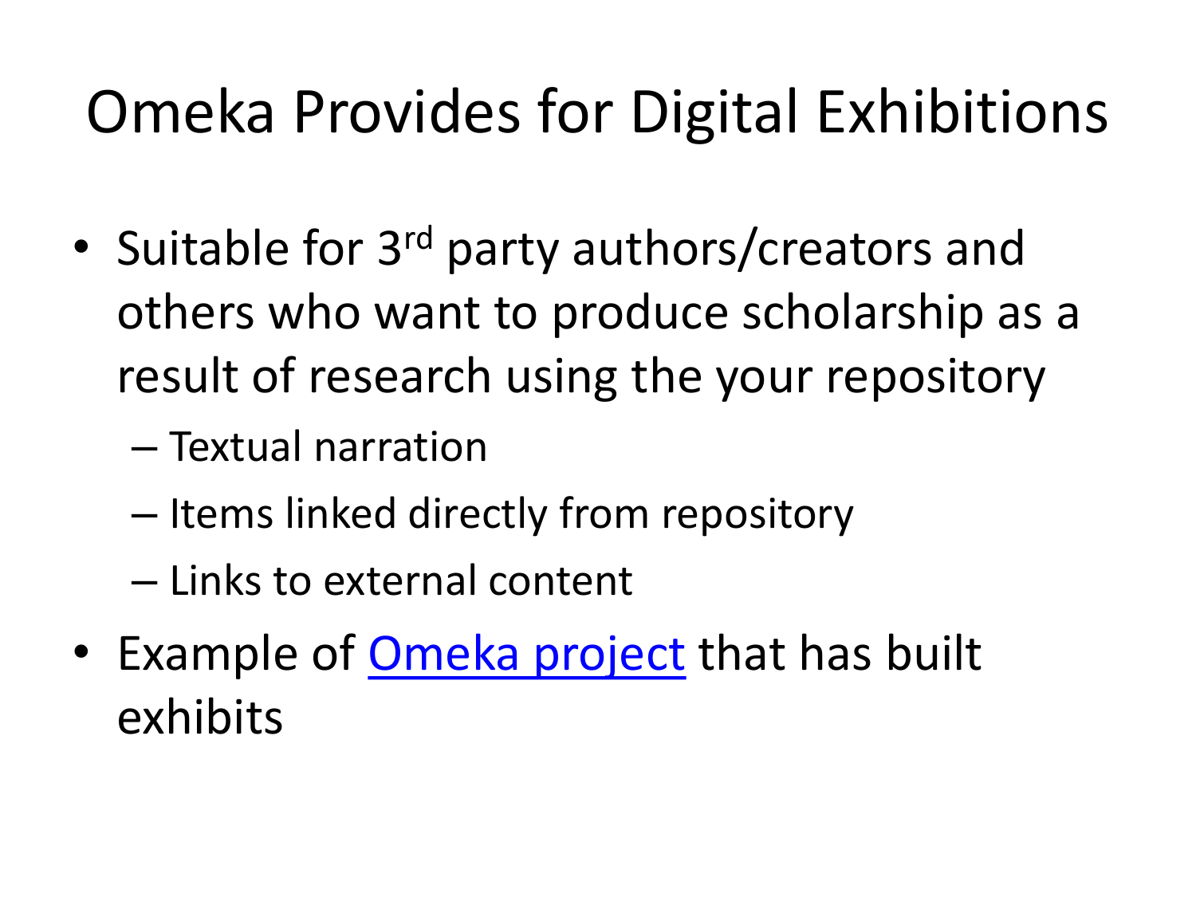# Omeka Provides for Digital Exhibitions

- Suitable for 3rd party authors/creators and others who want to produce scholarship as a result of research using the your repository
  - Textual narration
  - Items linked directly from repository
  - Links to external content
- Example of Omeka project that has built exhibits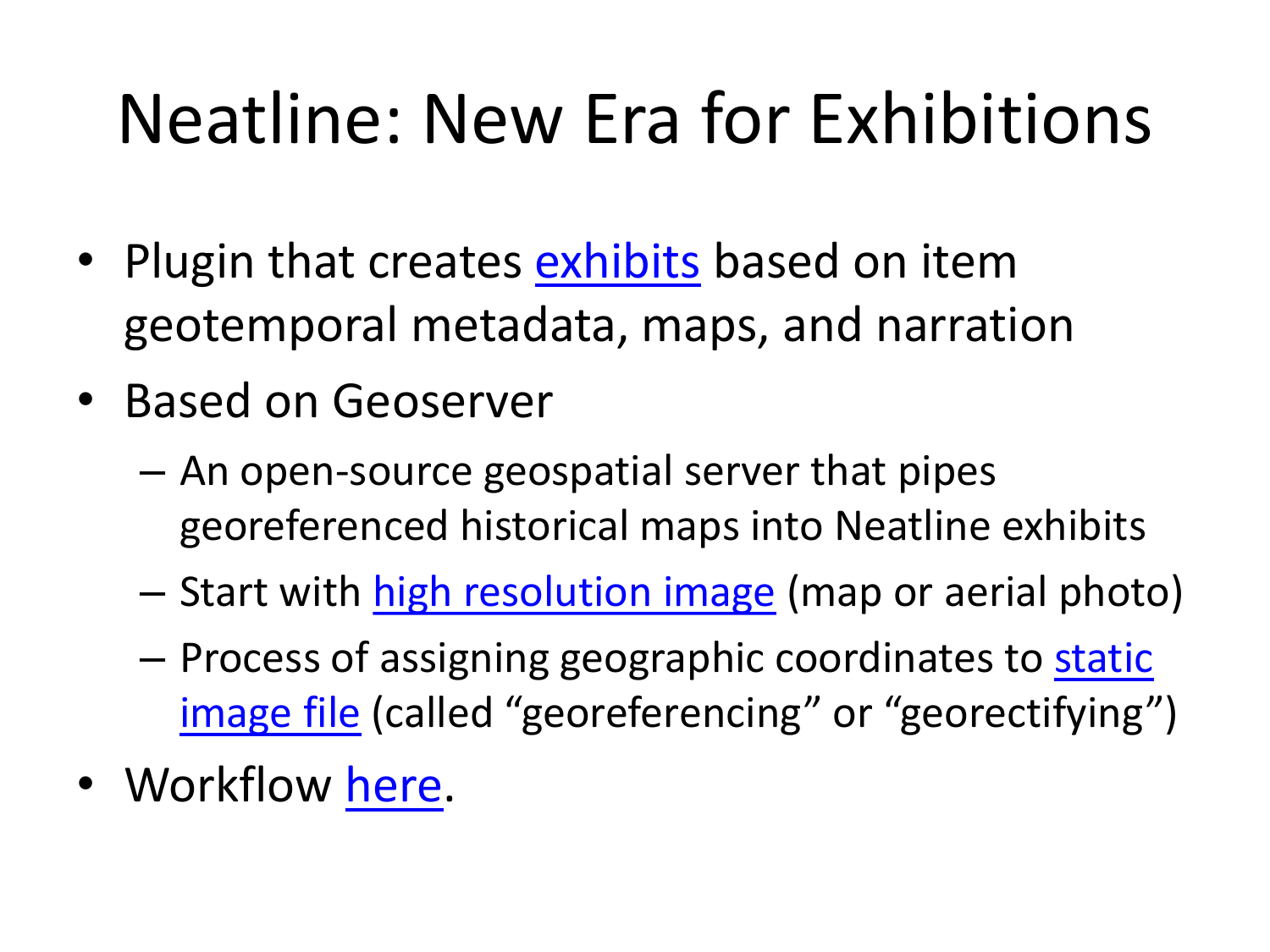# Neatline: New Era for Exhibitions

- Plugin that creates exhibits based on item geotemporal metadata, maps, and narration
- Based on Geoserver
  - An open-source geospatial server that pipes georeferenced historical maps into Neatline exhibits
  - Start with high resolution image (map or aerial photo)
  - Process of assigning geographic coordinates to static image file (called "georeferencing" or "georectifying")
- Workflow here.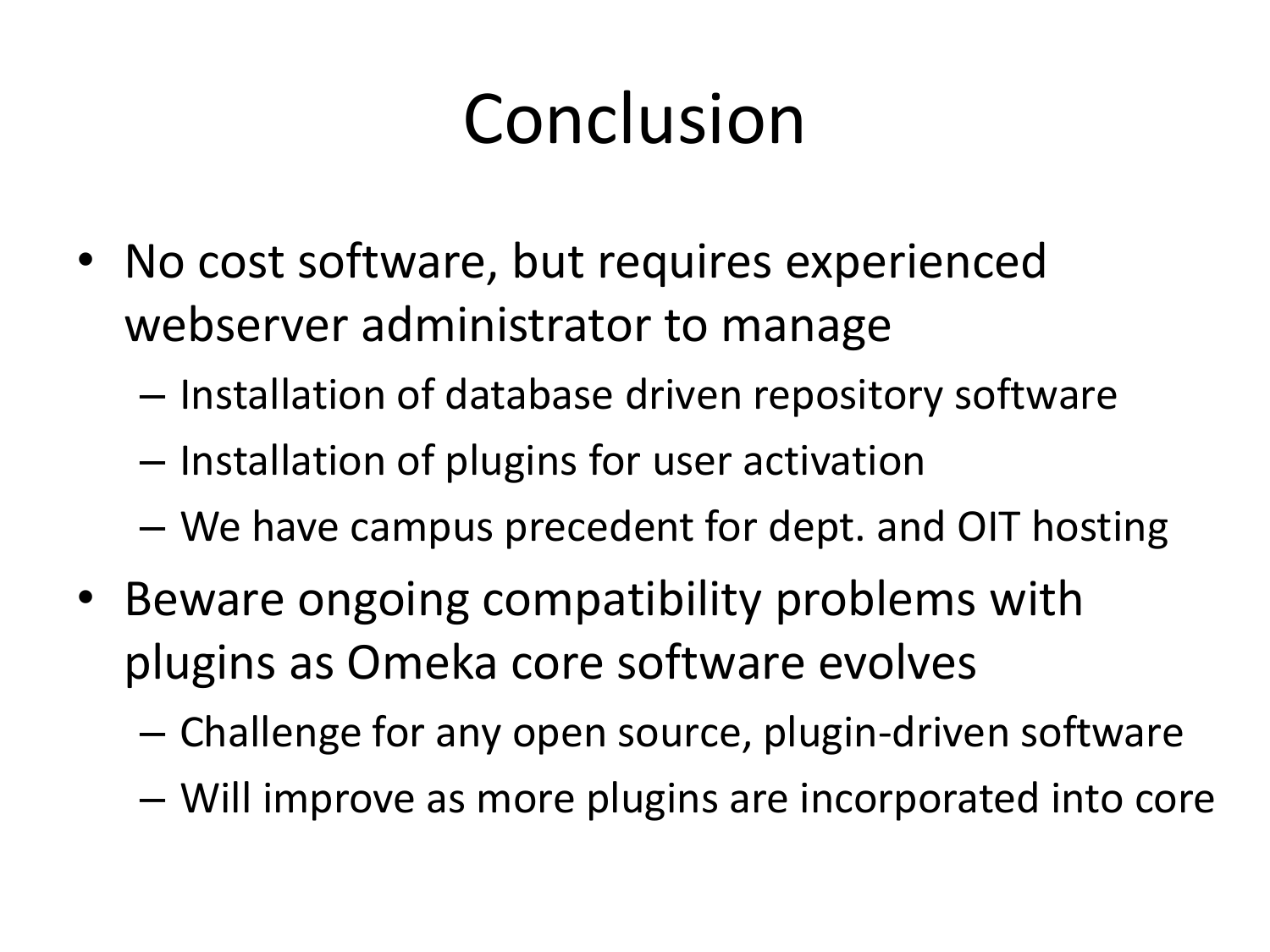# Conclusion

- No cost software, but requires experienced webserver administrator to manage
  - Installation of database driven repository software
  - Installation of plugins for user activation
  - We have campus precedent for dept. and OIT hosting
- Beware ongoing compatibility problems with plugins as Omeka core software evolves
  - Challenge for any open source, plugin-driven software
  - Will improve as more plugins are incorporated into core